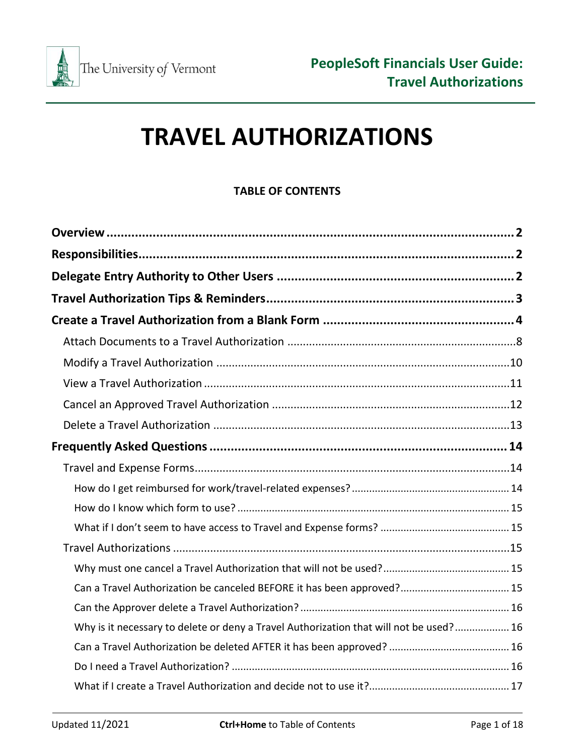# TRAVEL AUTHORIZATIONS

**TABLE OF CONTENTS**

**Overview** ........................................................................................................ **2**

**Responsibilities** ............................................................................................ **2**

**Delegate Entry Authority to Other Users** .................................................... **2**

**Travel Authorization Tips & Reminders** ....................................................... **3**

**Create a Travel Authorization from a Blank Form** ...................................... **4**

- Attach Documents to a Travel Authorization ............................................ 8
- Modify a Travel Authorization .................................................................. 10
- View a Travel Authorization ..................................................................... 11
- Cancel an Approved Travel Authorization ............................................... 12
- Delete a Travel Authorization ................................................................... 13

**Frequently Asked Questions** ...................................................................... **14**

- Travel and Expense Forms ......................................................................... 14
  - How do I get reimbursed for work/travel-related expenses? ................. 14
  - How do I know which form to use? ........................................................ 15
  - What if I don't seem to have access to Travel and Expense forms? ........ 15
- Travel Authorizations ................................................................................. 15
  - Why must one cancel a Travel Authorization that will not be used? ...... 15
  - Can a Travel Authorization be canceled BEFORE it has been approved? ... 15
  - Can the Approver delete a Travel Authorization? .................................... 16
  - Why is it necessary to delete or deny a Travel Authorization that will not be used? ... 16
  - Can a Travel Authorization be deleted AFTER it has been approved? ..... 16
  - Do I need a Travel Authorization? ........................................................... 16
  - What if I create a Travel Authorization and decide not to use it? ........... 17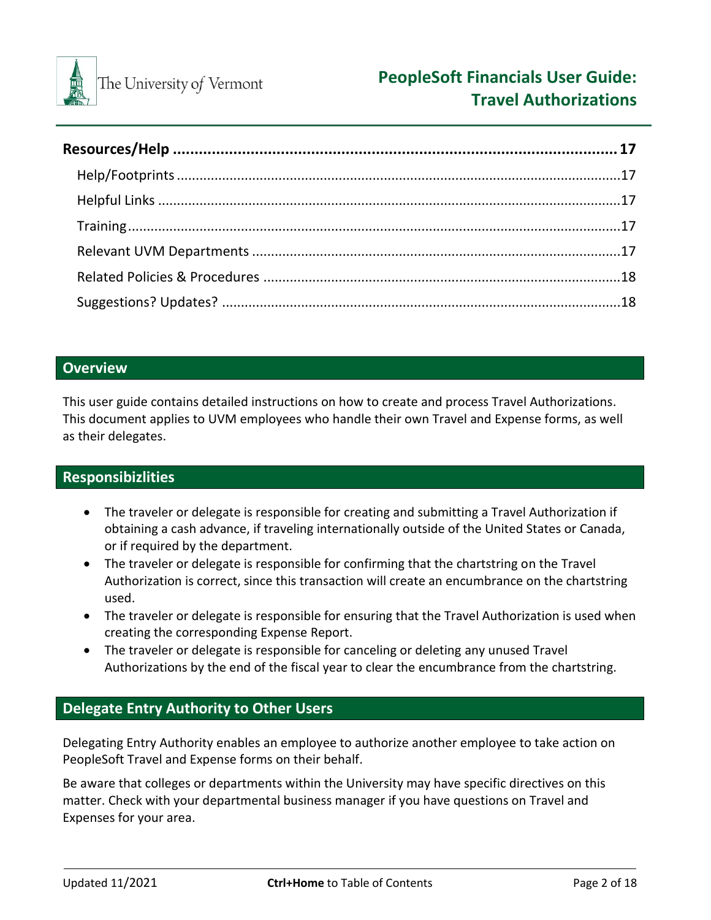| | |
|---|---|
| **Resources/Help** | **17** |
| Help/Footprints | 17 |
| Helpful Links | 17 |
| Training | 17 |
| Relevant UVM Departments | 17 |
| Related Policies & Procedures | 18 |
| Suggestions? Updates? | 18 |

## Overview

This user guide contains detailed instructions on how to create and process Travel Authorizations. This document applies to UVM employees who handle their own Travel and Expense forms, as well as their delegates.

## Responsibizlities

- The traveler or delegate is responsible for creating and submitting a Travel Authorization if obtaining a cash advance, if traveling internationally outside of the United States or Canada, or if required by the department.
- The traveler or delegate is responsible for confirming that the chartstring on the Travel Authorization is correct, since this transaction will create an encumbrance on the chartstring used.
- The traveler or delegate is responsible for ensuring that the Travel Authorization is used when creating the corresponding Expense Report.
- The traveler or delegate is responsible for canceling or deleting any unused Travel Authorizations by the end of the fiscal year to clear the encumbrance from the chartstring.

## Delegate Entry Authority to Other Users

Delegating Entry Authority enables an employee to authorize another employee to take action on PeopleSoft Travel and Expense forms on their behalf.

Be aware that colleges or departments within the University may have specific directives on this matter. Check with your departmental business manager if you have questions on Travel and Expenses for your area.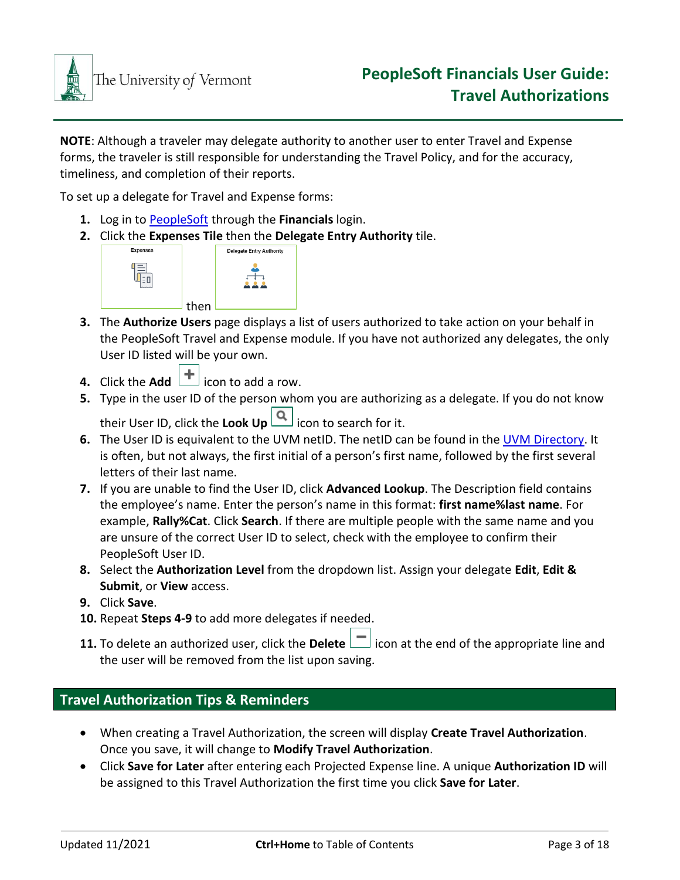**NOTE**: Although a traveler may delegate authority to another user to enter Travel and Expense forms, the traveler is still responsible for understanding the Travel Policy, and for the accuracy, timeliness, and completion of their reports.

To set up a delegate for Travel and Expense forms:

1. Log in to [PeopleSoft] through the **Financials** login.
2. Click the **Expenses Tile** then the **Delegate Entry Authority** tile.

   Expenses then Delegate Entry Authority

3. The **Authorize Users** page displays a list of users authorized to take action on your behalf in the PeopleSoft Travel and Expense module. If you have not authorized any delegates, the only User ID listed will be your own.
4. Click the **Add** icon to add a row.
5. Type in the user ID of the person whom you are authorizing as a delegate. If you do not know their User ID, click the **Look Up** icon to search for it.
6. The User ID is equivalent to the UVM netID. The netID can be found in the [UVM Directory]. It is often, but not always, the first initial of a person's first name, followed by the first several letters of their last name.
7. If you are unable to find the User ID, click **Advanced Lookup**. The Description field contains the employee's name. Enter the person's name in this format: **first name%last name**. For example, **Rally%Cat**. Click **Search**. If there are multiple people with the same name and you are unsure of the correct User ID to select, check with the employee to confirm their PeopleSoft User ID.
8. Select the **Authorization Level** from the dropdown list. Assign your delegate **Edit**, **Edit & Submit**, or **View** access.
9. Click **Save**.
10. Repeat **Steps 4-9** to add more delegates if needed.
11. To delete an authorized user, click the **Delete** icon at the end of the appropriate line and the user will be removed from the list upon saving.

## Travel Authorization Tips & Reminders

- When creating a Travel Authorization, the screen will display **Create Travel Authorization**. Once you save, it will change to **Modify Travel Authorization**.
- Click **Save for Later** after entering each Projected Expense line. A unique **Authorization ID** will be assigned to this Travel Authorization the first time you click **Save for Later**.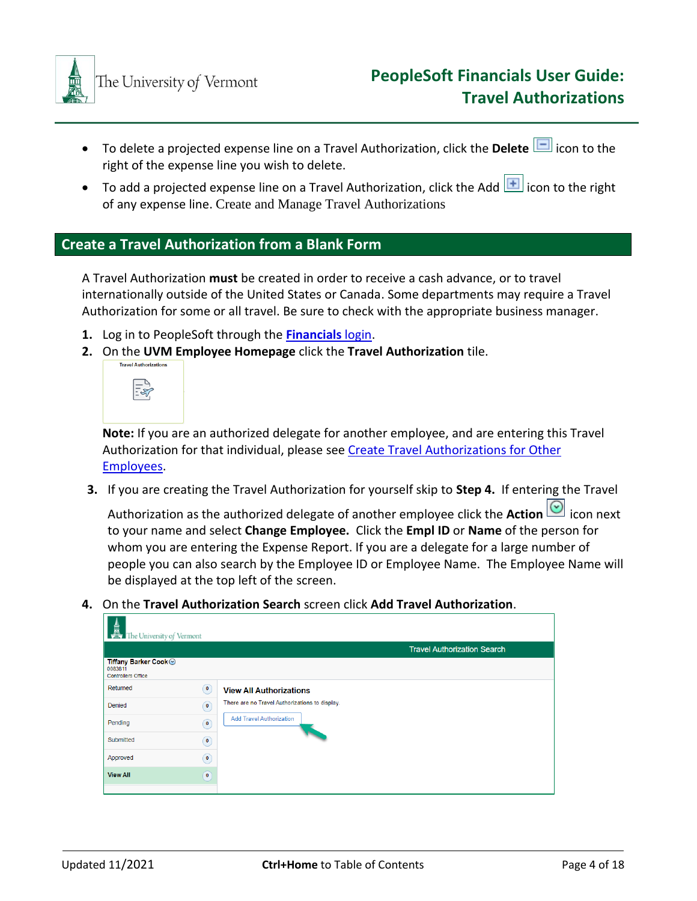- To delete a projected expense line on a Travel Authorization, click the **Delete** icon to the right of the expense line you wish to delete.
- To add a projected expense line on a Travel Authorization, click the Add icon to the right of any expense line. Create and Manage Travel Authorizations

## Create a Travel Authorization from a Blank Form

A Travel Authorization **must** be created in order to receive a cash advance, or to travel internationally outside of the United States or Canada. Some departments may require a Travel Authorization for some or all travel. Be sure to check with the appropriate business manager.

1. Log in to PeopleSoft through the **Financials** login.
2. On the **UVM Employee Homepage** click the **Travel Authorization** tile.

   **Note:** If you are an authorized delegate for another employee, and are entering this Travel Authorization for that individual, please see Create Travel Authorizations for Other Employees.

3. If you are creating the Travel Authorization for yourself skip to **Step 4.** If entering the Travel Authorization as the authorized delegate of another employee click the **Action** icon next to your name and select **Change Employee.** Click the **Empl ID** or **Name** of the person for whom you are entering the Expense Report. If you are a delegate for a large number of people you can also search by the Employee ID or Employee Name. The Employee Name will be displayed at the top left of the screen.
4. On the **Travel Authorization Search** screen click **Add Travel Authorization**.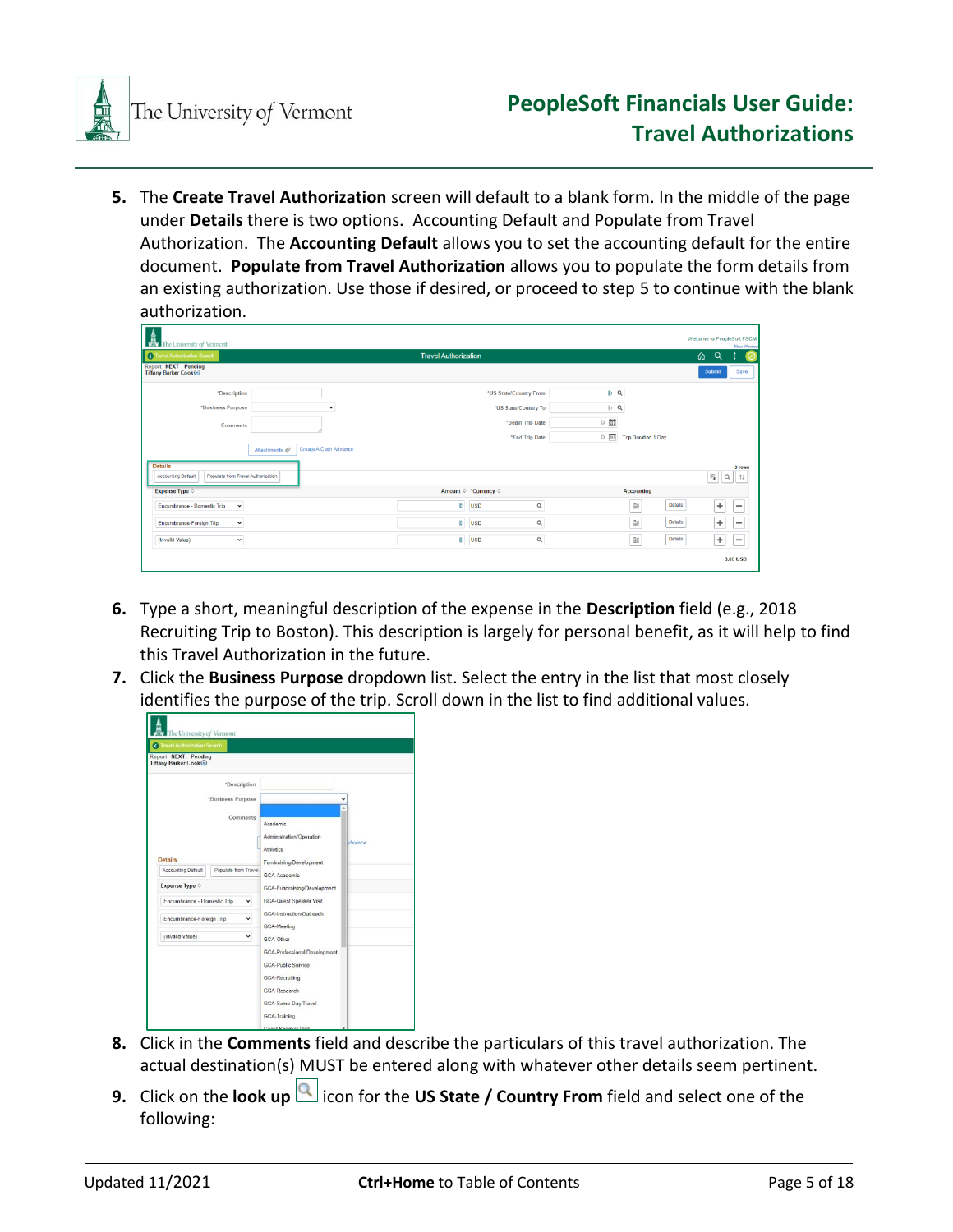5. The **Create Travel Authorization** screen will default to a blank form. In the middle of the page under **Details** there is two options. Accounting Default and Populate from Travel Authorization. The **Accounting Default** allows you to set the accounting default for the entire document. **Populate from Travel Authorization** allows you to populate the form details from an existing authorization. Use those if desired, or proceed to step 5 to continue with the blank authorization.

6. Type a short, meaningful description of the expense in the **Description** field (e.g., 2018 Recruiting Trip to Boston). This description is largely for personal benefit, as it will help to find this Travel Authorization in the future.
7. Click the **Business Purpose** dropdown list. Select the entry in the list that most closely identifies the purpose of the trip. Scroll down in the list to find additional values.

8. Click in the **Comments** field and describe the particulars of this travel authorization. The actual destination(s) MUST be entered along with whatever other details seem pertinent.
9. Click on the **look up** icon for the **US State / Country From** field and select one of the following: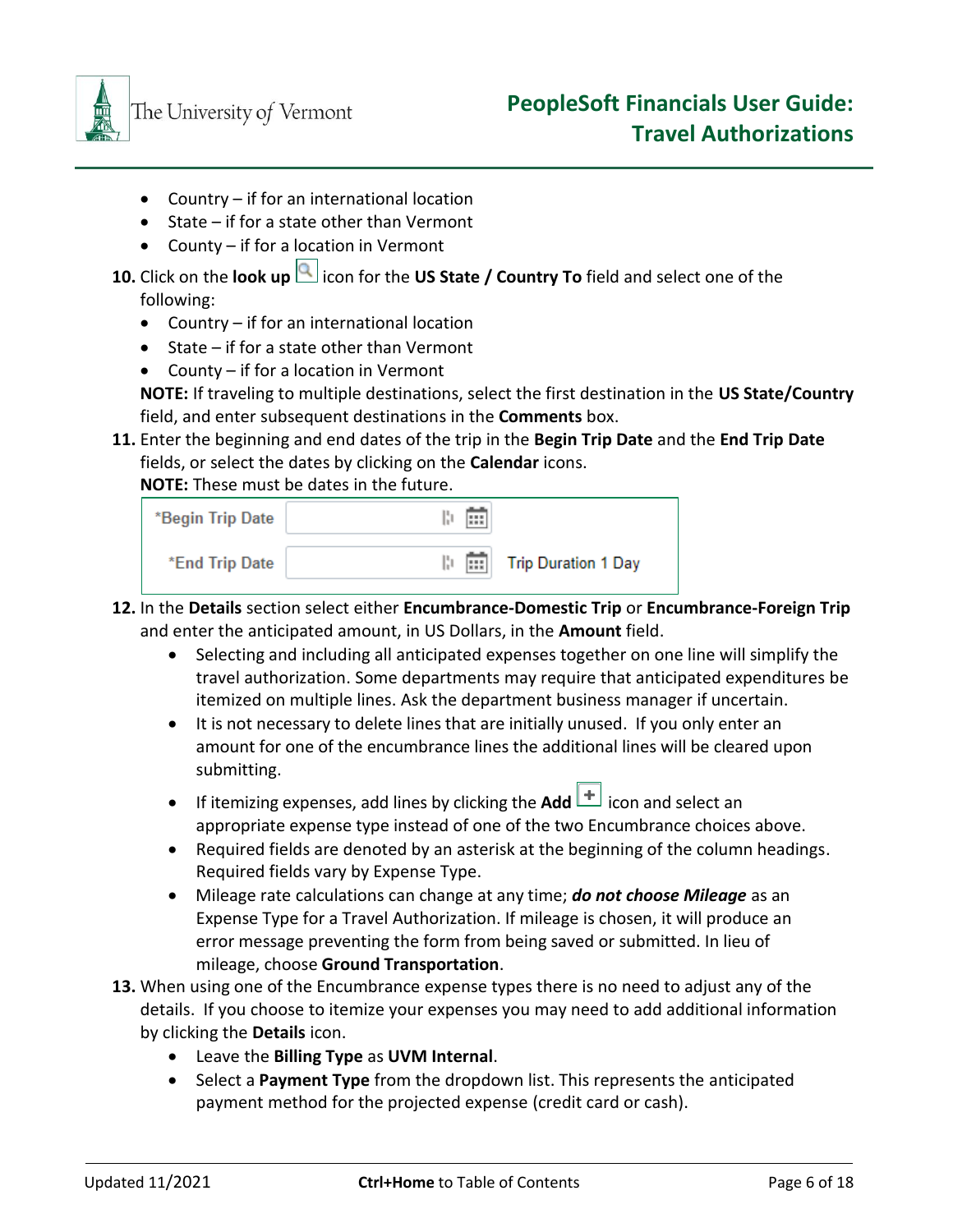- Country – if for an international location
- State – if for a state other than Vermont
- County – if for a location in Vermont

10. Click on the **look up** icon for the **US State / Country To** field and select one of the following:
    - Country – if for an international location
    - State – if for a state other than Vermont
    - County – if for a location in Vermont

    **NOTE:** If traveling to multiple destinations, select the first destination in the **US State/Country** field, and enter subsequent destinations in the **Comments** box.
11. Enter the beginning and end dates of the trip in the **Begin Trip Date** and the **End Trip Date** fields, or select the dates by clicking on the **Calendar** icons.
    **NOTE:** These must be dates in the future.

    | *Begin Trip Date | | |
    | --- | --- | --- |
    | *End Trip Date | | Trip Duration 1 Day |

12. In the **Details** section select either **Encumbrance-Domestic Trip** or **Encumbrance-Foreign Trip** and enter the anticipated amount, in US Dollars, in the **Amount** field.
    - Selecting and including all anticipated expenses together on one line will simplify the travel authorization. Some departments may require that anticipated expenditures be itemized on multiple lines. Ask the department business manager if uncertain.
    - It is not necessary to delete lines that are initially unused. If you only enter an amount for one of the encumbrance lines the additional lines will be cleared upon submitting.
    - If itemizing expenses, add lines by clicking the **Add** icon and select an appropriate expense type instead of one of the two Encumbrance choices above.
    - Required fields are denoted by an asterisk at the beginning of the column headings. Required fields vary by Expense Type.
    - Mileage rate calculations can change at any time; ***do not choose Mileage*** as an Expense Type for a Travel Authorization. If mileage is chosen, it will produce an error message preventing the form from being saved or submitted. In lieu of mileage, choose **Ground Transportation**.
13. When using one of the Encumbrance expense types there is no need to adjust any of the details. If you choose to itemize your expenses you may need to add additional information by clicking the **Details** icon.
    - Leave the **Billing Type** as **UVM Internal**.
    - Select a **Payment Type** from the dropdown list. This represents the anticipated payment method for the projected expense (credit card or cash).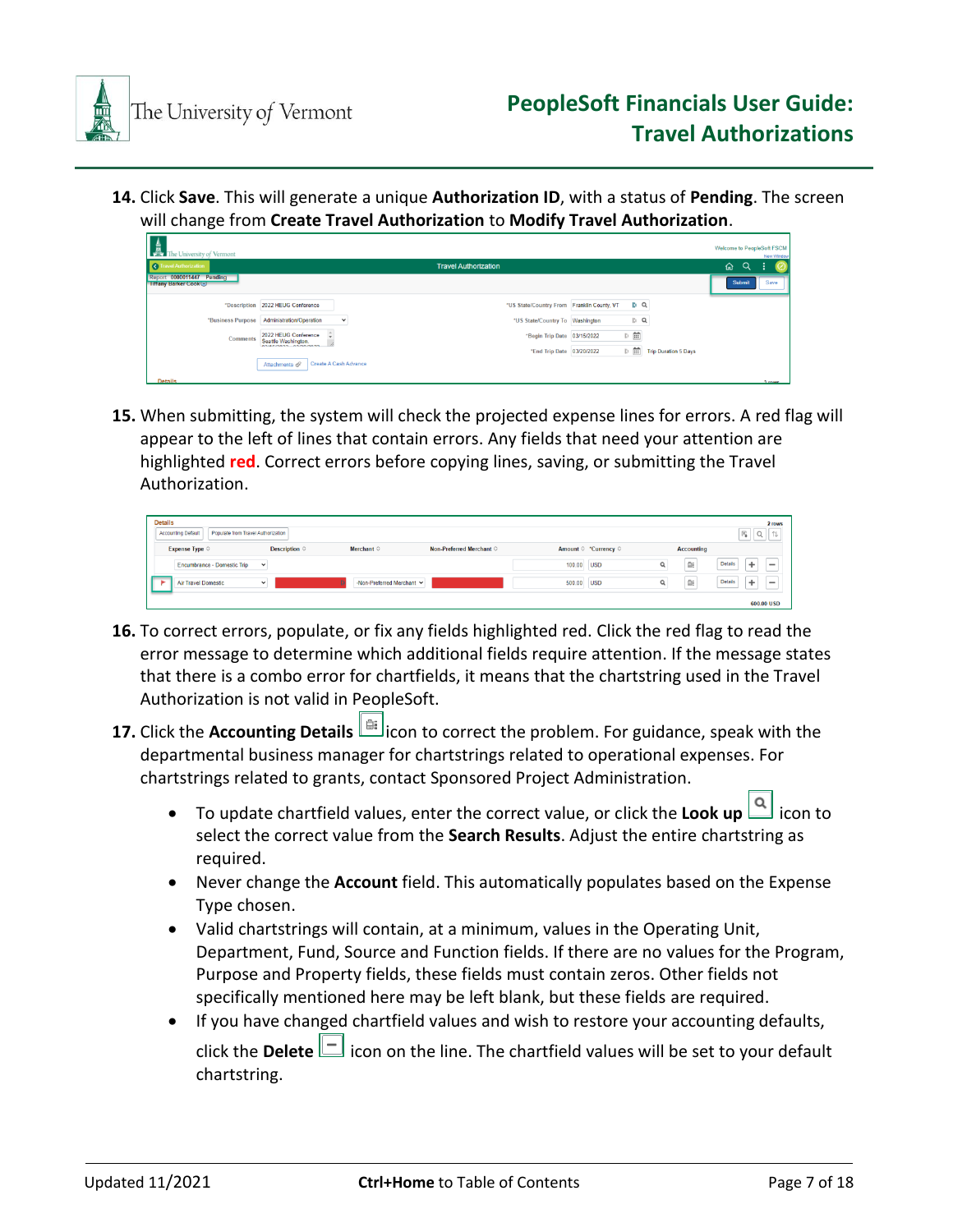14. Click **Save**. This will generate a unique **Authorization ID**, with a status of **Pending**. The screen will change from **Create Travel Authorization** to **Modify Travel Authorization**.

15. When submitting, the system will check the projected expense lines for errors. A red flag will appear to the left of lines that contain errors. Any fields that need your attention are highlighted **red**. Correct errors before copying lines, saving, or submitting the Travel Authorization.

16. To correct errors, populate, or fix any fields highlighted red. Click the red flag to read the error message to determine which additional fields require attention. If the message states that there is a combo error for chartfields, it means that the chartstring used in the Travel Authorization is not valid in PeopleSoft.

17. Click the **Accounting Details** icon to correct the problem. For guidance, speak with the departmental business manager for chartstrings related to operational expenses. For chartstrings related to grants, contact Sponsored Project Administration.

    - To update chartfield values, enter the correct value, or click the **Look up** icon to select the correct value from the **Search Results**. Adjust the entire chartstring as required.
    - Never change the **Account** field. This automatically populates based on the Expense Type chosen.
    - Valid chartstrings will contain, at a minimum, values in the Operating Unit, Department, Fund, Source and Function fields. If there are no values for the Program, Purpose and Property fields, these fields must contain zeros. Other fields not specifically mentioned here may be left blank, but these fields are required.
    - If you have changed chartfield values and wish to restore your accounting defaults, click the **Delete** icon on the line. The chartfield values will be set to your default chartstring.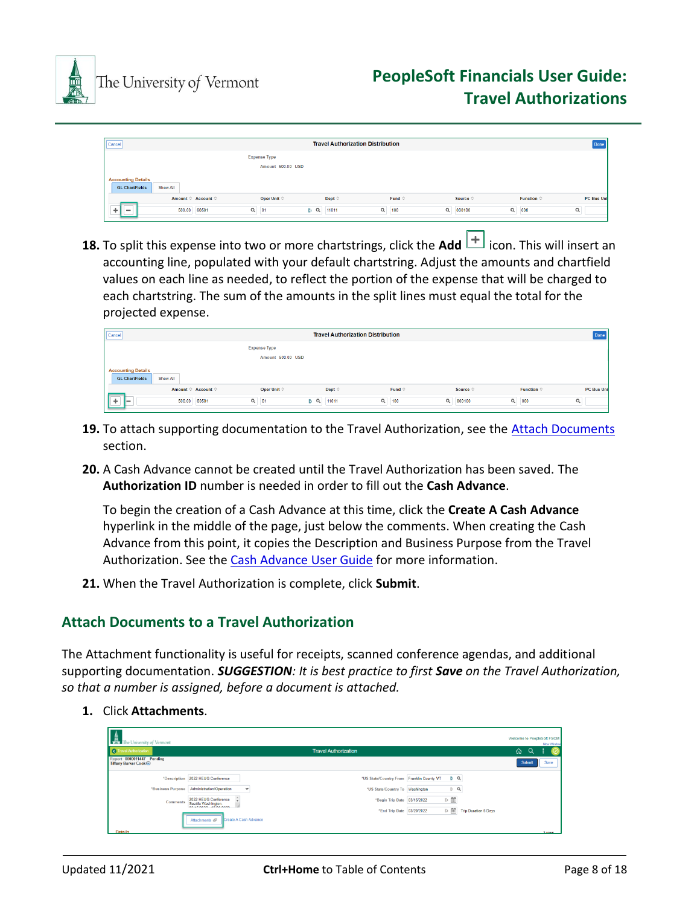18. To split this expense into two or more chartstrings, click the **Add** icon. This will insert an accounting line, populated with your default chartstring. Adjust the amounts and chartfield values on each line as needed, to reflect the portion of the expense that will be charged to each chartstring. The sum of the amounts in the split lines must equal the total for the projected expense.

19. To attach supporting documentation to the Travel Authorization, see the Attach Documents section.

20. A Cash Advance cannot be created until the Travel Authorization has been saved. The **Authorization ID** number is needed in order to fill out the **Cash Advance**.

    To begin the creation of a Cash Advance at this time, click the **Create A Cash Advance** hyperlink in the middle of the page, just below the comments. When creating the Cash Advance from this point, it copies the Description and Business Purpose from the Travel Authorization. See the Cash Advance User Guide for more information.

21. When the Travel Authorization is complete, click **Submit**.

## Attach Documents to a Travel Authorization

The Attachment functionality is useful for receipts, scanned conference agendas, and additional supporting documentation. ***SUGGESTION****: It is best practice to first* ***Save*** *on the Travel Authorization, so that a number is assigned, before a document is attached.*

1. Click **Attachments**.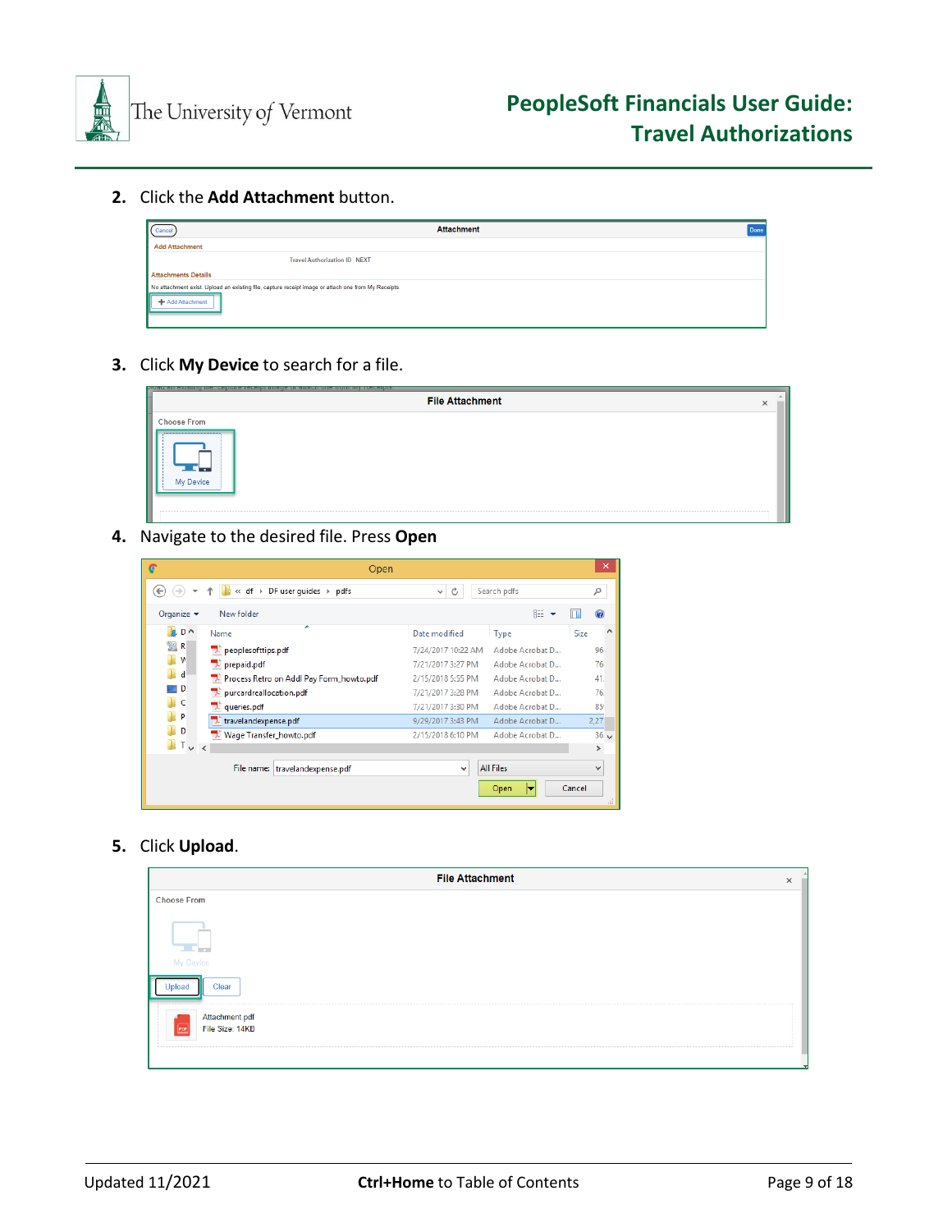2. Click the **Add Attachment** button.

3. Click **My Device** to search for a file.

4. Navigate to the desired file. Press **Open**

5. Click **Upload**.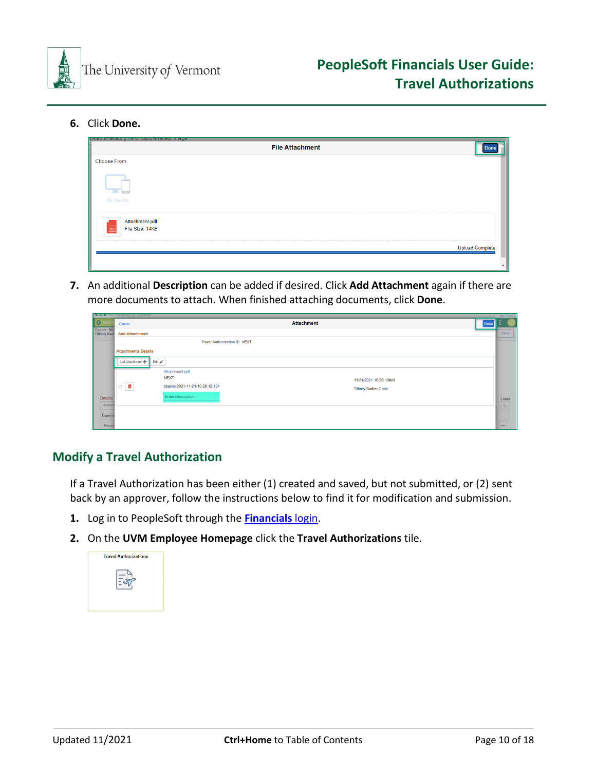6. Click **Done.**

7. An additional **Description** can be added if desired. Click **Add Attachment** again if there are more documents to attach. When finished attaching documents, click **Done**.

## Modify a Travel Authorization

If a Travel Authorization has been either (1) created and saved, but not submitted, or (2) sent back by an approver, follow the instructions below to find it for modification and submission.

1. Log in to PeopleSoft through the **Financials** login.
2. On the **UVM Employee Homepage** click the **Travel Authorizations** tile.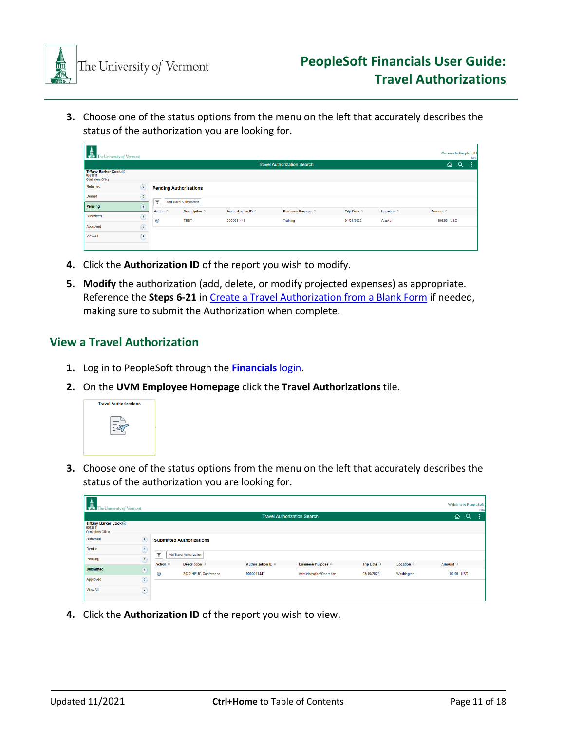3. Choose one of the status options from the menu on the left that accurately describes the status of the authorization you are looking for.

4. Click the **Authorization ID** of the report you wish to modify.

5. **Modify** the authorization (add, delete, or modify projected expenses) as appropriate. Reference the **Steps 6-21** in Create a Travel Authorization from a Blank Form if needed, making sure to submit the Authorization when complete.

## View a Travel Authorization

1. Log in to PeopleSoft through the **Financials** login.

2. On the **UVM Employee Homepage** click the **Travel Authorizations** tile.

3. Choose one of the status options from the menu on the left that accurately describes the status of the authorization you are looking for.

4. Click the **Authorization ID** of the report you wish to view.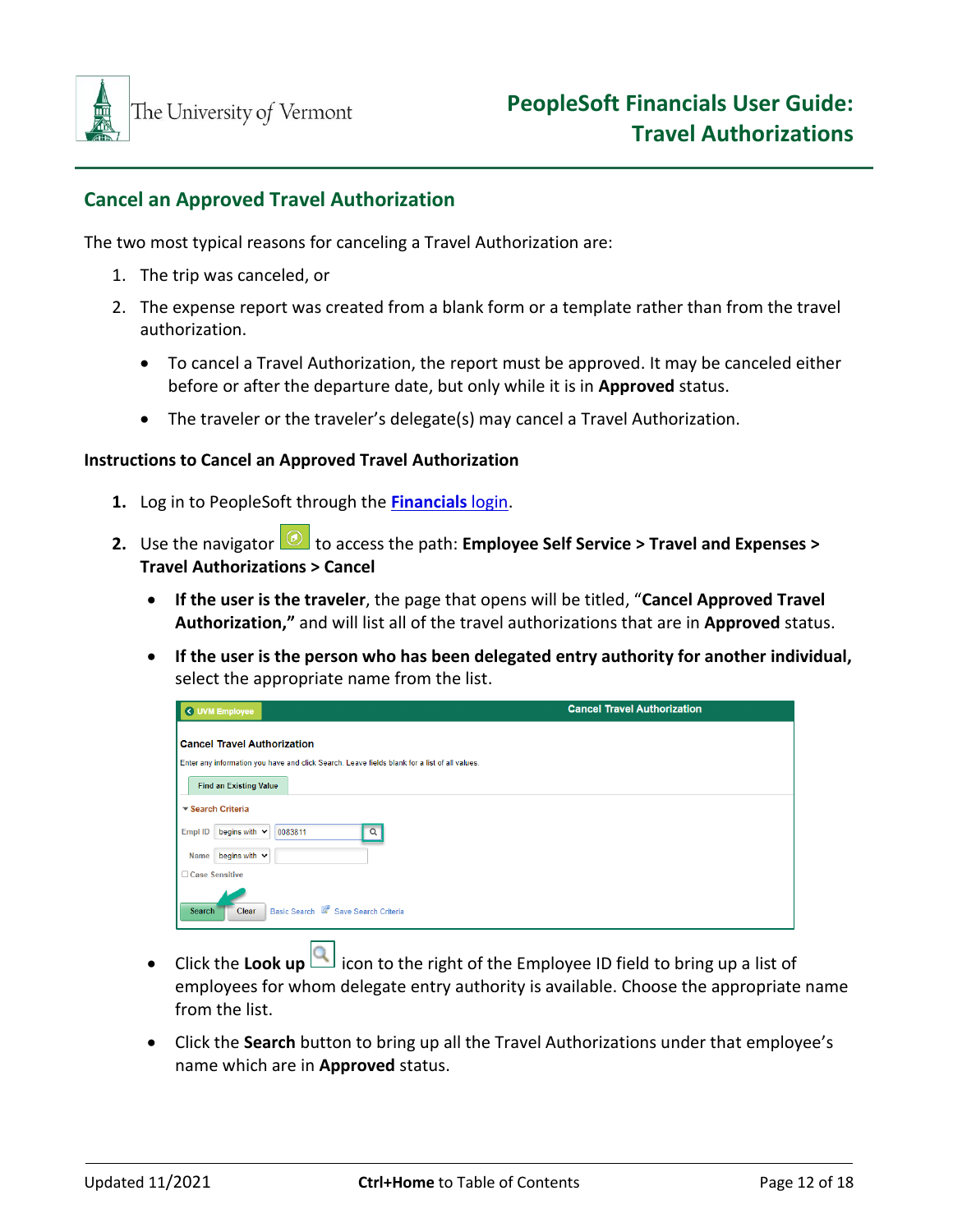## Cancel an Approved Travel Authorization

The two most typical reasons for canceling a Travel Authorization are:

1. The trip was canceled, or
2. The expense report was created from a blank form or a template rather than from the travel authorization.

- To cancel a Travel Authorization, the report must be approved. It may be canceled either before or after the departure date, but only while it is in **Approved** status.
- The traveler or the traveler's delegate(s) may cancel a Travel Authorization.

### Instructions to Cancel an Approved Travel Authorization

1. Log in to PeopleSoft through the **Financials** login.
2. Use the navigator to access the path: **Employee Self Service > Travel and Expenses > Travel Authorizations > Cancel**
   - **If the user is the traveler**, the page that opens will be titled, "**Cancel Approved Travel Authorization,"** and will list all of the travel authorizations that are in **Approved** status.
   - **If the user is the person who has been delegated entry authority for another individual,** select the appropriate name from the list.
   - Click the **Look up** icon to the right of the Employee ID field to bring up a list of employees for whom delegate entry authority is available. Choose the appropriate name from the list.
   - Click the **Search** button to bring up all the Travel Authorizations under that employee's name which are in **Approved** status.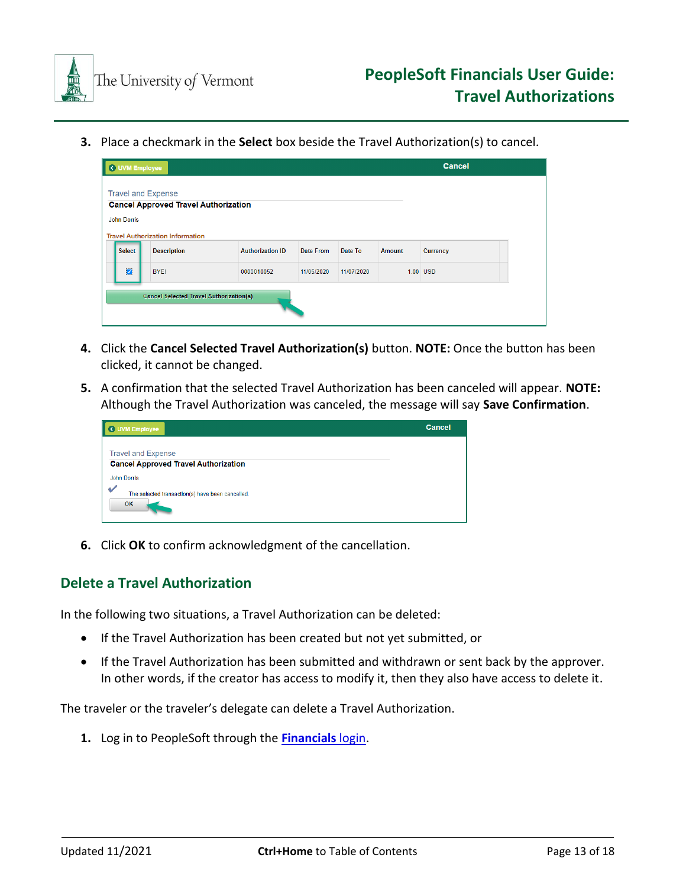3. Place a checkmark in the **Select** box beside the Travel Authorization(s) to cancel.

4. Click the **Cancel Selected Travel Authorization(s)** button. **NOTE:** Once the button has been clicked, it cannot be changed.

5. A confirmation that the selected Travel Authorization has been canceled will appear. **NOTE:** Although the Travel Authorization was canceled, the message will say **Save Confirmation**.

6. Click **OK** to confirm acknowledgment of the cancellation.

## Delete a Travel Authorization

In the following two situations, a Travel Authorization can be deleted:

- If the Travel Authorization has been created but not yet submitted, or
- If the Travel Authorization has been submitted and withdrawn or sent back by the approver. In other words, if the creator has access to modify it, then they also have access to delete it.

The traveler or the traveler's delegate can delete a Travel Authorization.

1. Log in to PeopleSoft through the **Financials** login.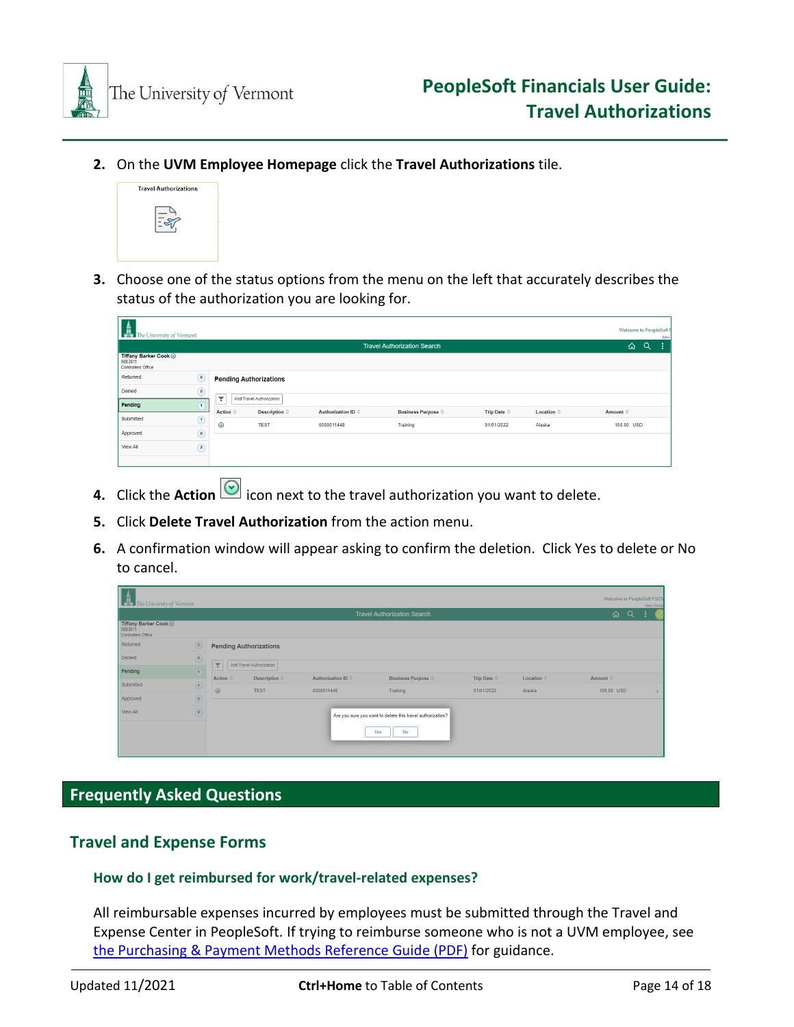2. On the **UVM Employee Homepage** click the **Travel Authorizations** tile.

3. Choose one of the status options from the menu on the left that accurately describes the status of the authorization you are looking for.

4. Click the **Action** icon next to the travel authorization you want to delete.

5. Click **Delete Travel Authorization** from the action menu.

6. A confirmation window will appear asking to confirm the deletion. Click Yes to delete or No to cancel.

## Frequently Asked Questions

### Travel and Expense Forms

#### How do I get reimbursed for work/travel-related expenses?

All reimbursable expenses incurred by employees must be submitted through the Travel and Expense Center in PeopleSoft. If trying to reimburse someone who is not a UVM employee, see the Purchasing & Payment Methods Reference Guide (PDF) for guidance.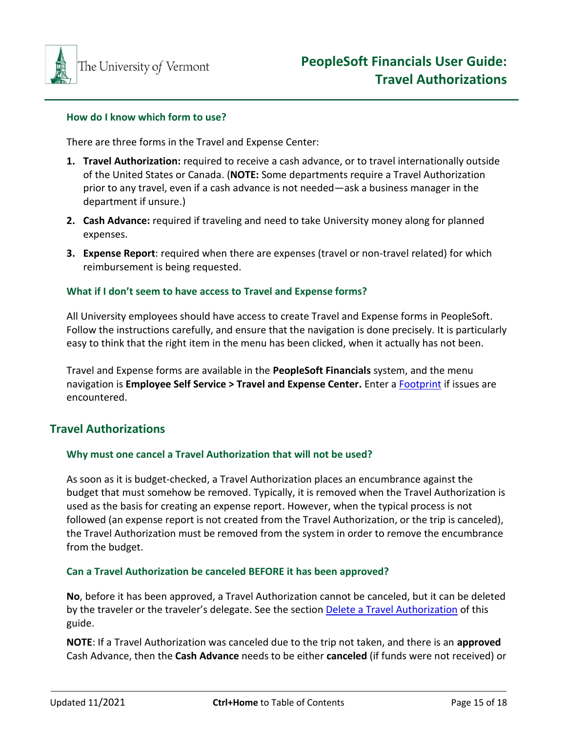### How do I know which form to use?

There are three forms in the Travel and Expense Center:

1. **Travel Authorization:** required to receive a cash advance, or to travel internationally outside of the United States or Canada. (**NOTE:** Some departments require a Travel Authorization prior to any travel, even if a cash advance is not needed—ask a business manager in the department if unsure.)
2. **Cash Advance:** required if traveling and need to take University money along for planned expenses.
3. **Expense Report**: required when there are expenses (travel or non-travel related) for which reimbursement is being requested.

### What if I don't seem to have access to Travel and Expense forms?

All University employees should have access to create Travel and Expense forms in PeopleSoft. Follow the instructions carefully, and ensure that the navigation is done precisely. It is particularly easy to think that the right item in the menu has been clicked, when it actually has not been.

Travel and Expense forms are available in the **PeopleSoft Financials** system, and the menu navigation is **Employee Self Service > Travel and Expense Center.** Enter a Footprint if issues are encountered.

## Travel Authorizations

### Why must one cancel a Travel Authorization that will not be used?

As soon as it is budget-checked, a Travel Authorization places an encumbrance against the budget that must somehow be removed. Typically, it is removed when the Travel Authorization is used as the basis for creating an expense report. However, when the typical process is not followed (an expense report is not created from the Travel Authorization, or the trip is canceled), the Travel Authorization must be removed from the system in order to remove the encumbrance from the budget.

### Can a Travel Authorization be canceled BEFORE it has been approved?

**No**, before it has been approved, a Travel Authorization cannot be canceled, but it can be deleted by the traveler or the traveler's delegate. See the section Delete a Travel Authorization of this guide.

**NOTE**: If a Travel Authorization was canceled due to the trip not taken, and there is an **approved** Cash Advance, then the **Cash Advance** needs to be either **canceled** (if funds were not received) or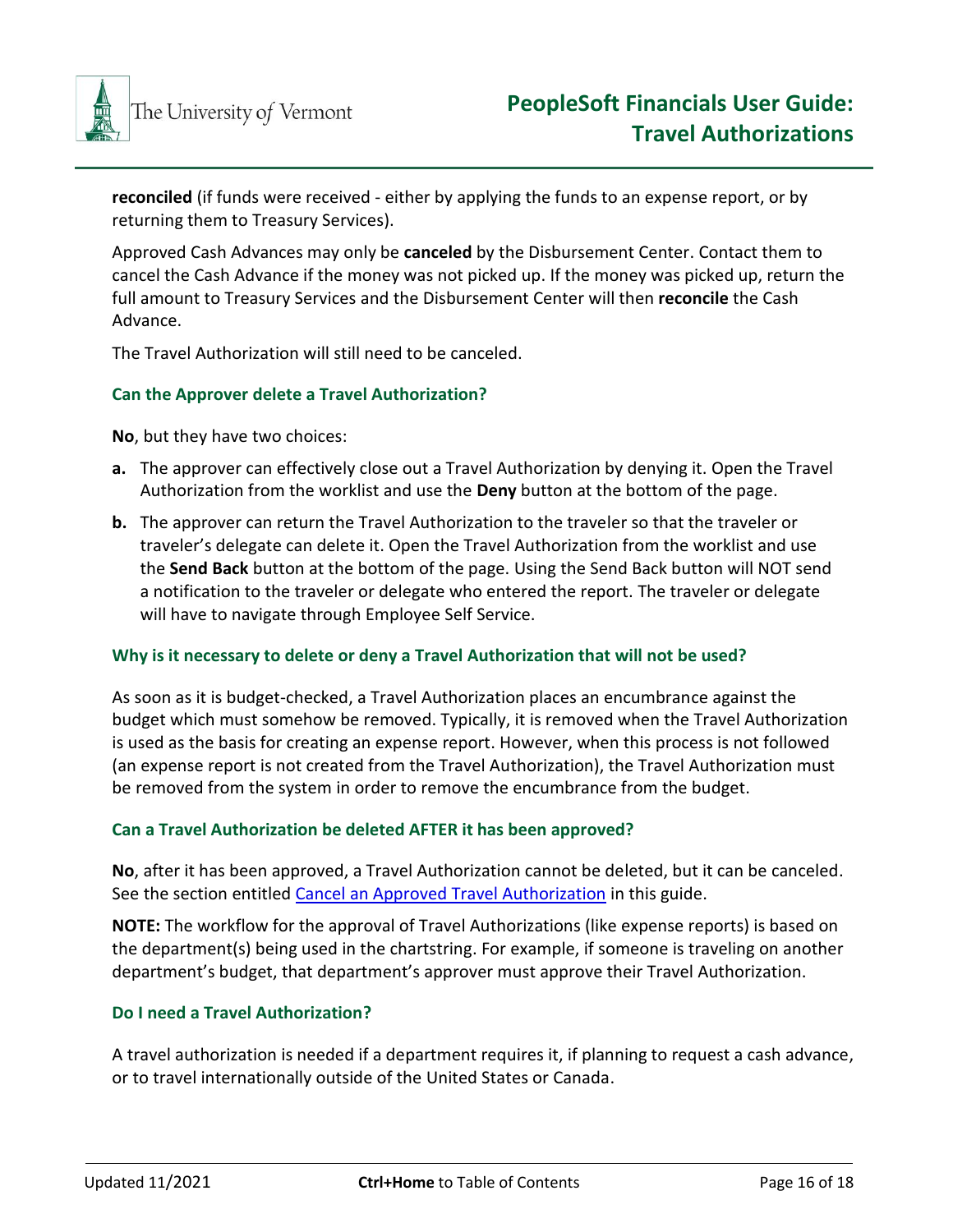**reconciled** (if funds were received - either by applying the funds to an expense report, or by returning them to Treasury Services).

Approved Cash Advances may only be **canceled** by the Disbursement Center. Contact them to cancel the Cash Advance if the money was not picked up. If the money was picked up, return the full amount to Treasury Services and the Disbursement Center will then **reconcile** the Cash Advance.

The Travel Authorization will still need to be canceled.

### Can the Approver delete a Travel Authorization?

**No**, but they have two choices:

**a.** The approver can effectively close out a Travel Authorization by denying it. Open the Travel Authorization from the worklist and use the **Deny** button at the bottom of the page.

**b.** The approver can return the Travel Authorization to the traveler so that the traveler or traveler's delegate can delete it. Open the Travel Authorization from the worklist and use the **Send Back** button at the bottom of the page. Using the Send Back button will NOT send a notification to the traveler or delegate who entered the report. The traveler or delegate will have to navigate through Employee Self Service.

### Why is it necessary to delete or deny a Travel Authorization that will not be used?

As soon as it is budget-checked, a Travel Authorization places an encumbrance against the budget which must somehow be removed. Typically, it is removed when the Travel Authorization is used as the basis for creating an expense report. However, when this process is not followed (an expense report is not created from the Travel Authorization), the Travel Authorization must be removed from the system in order to remove the encumbrance from the budget.

### Can a Travel Authorization be deleted AFTER it has been approved?

**No**, after it has been approved, a Travel Authorization cannot be deleted, but it can be canceled. See the section entitled [Cancel an Approved Travel Authorization]() in this guide.

**NOTE:** The workflow for the approval of Travel Authorizations (like expense reports) is based on the department(s) being used in the chartstring. For example, if someone is traveling on another department's budget, that department's approver must approve their Travel Authorization.

### Do I need a Travel Authorization?

A travel authorization is needed if a department requires it, if planning to request a cash advance, or to travel internationally outside of the United States or Canada.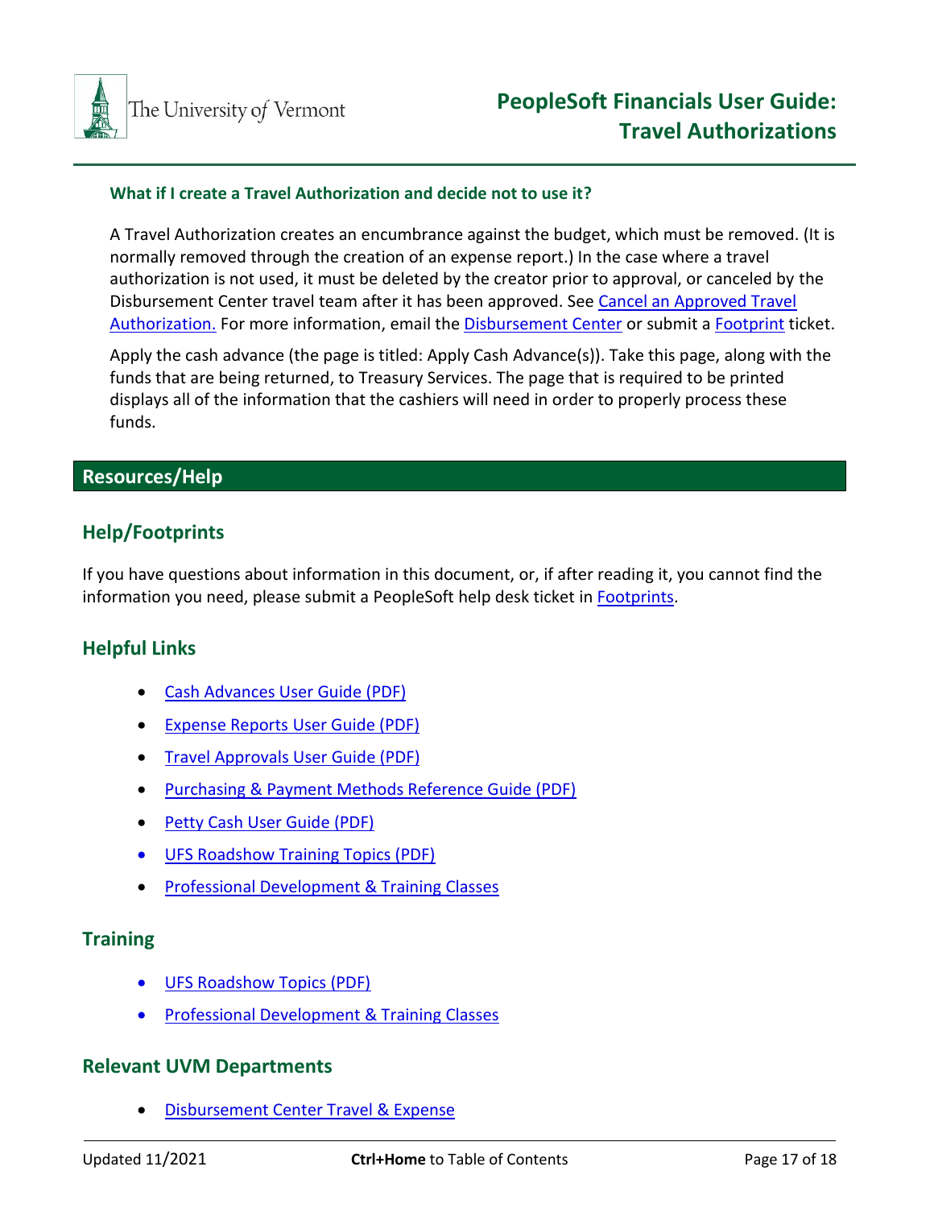### What if I create a Travel Authorization and decide not to use it?

A Travel Authorization creates an encumbrance against the budget, which must be removed. (It is normally removed through the creation of an expense report.) In the case where a travel authorization is not used, it must be deleted by the creator prior to approval, or canceled by the Disbursement Center travel team after it has been approved. See Cancel an Approved Travel Authorization. For more information, email the Disbursement Center or submit a Footprint ticket.

Apply the cash advance (the page is titled: Apply Cash Advance(s)). Take this page, along with the funds that are being returned, to Treasury Services. The page that is required to be printed displays all of the information that the cashiers will need in order to properly process these funds.

# Resources/Help

## Help/Footprints

If you have questions about information in this document, or, if after reading it, you cannot find the information you need, please submit a PeopleSoft help desk ticket in Footprints.

## Helpful Links

- Cash Advances User Guide (PDF)
- Expense Reports User Guide (PDF)
- Travel Approvals User Guide (PDF)
- Purchasing & Payment Methods Reference Guide (PDF)
- Petty Cash User Guide (PDF)
- UFS Roadshow Training Topics (PDF)
- Professional Development & Training Classes

## Training

- UFS Roadshow Topics (PDF)
- Professional Development & Training Classes

## Relevant UVM Departments

- Disbursement Center Travel & Expense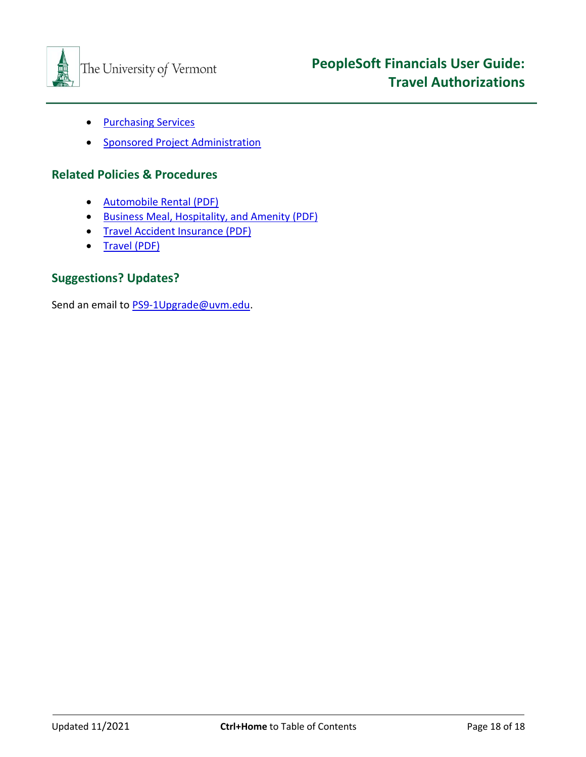- Purchasing Services
- Sponsored Project Administration

## Related Policies & Procedures

- Automobile Rental (PDF)
- Business Meal, Hospitality, and Amenity (PDF)
- Travel Accident Insurance (PDF)
- Travel (PDF)

## Suggestions? Updates?

Send an email to PS9-1Upgrade@uvm.edu.